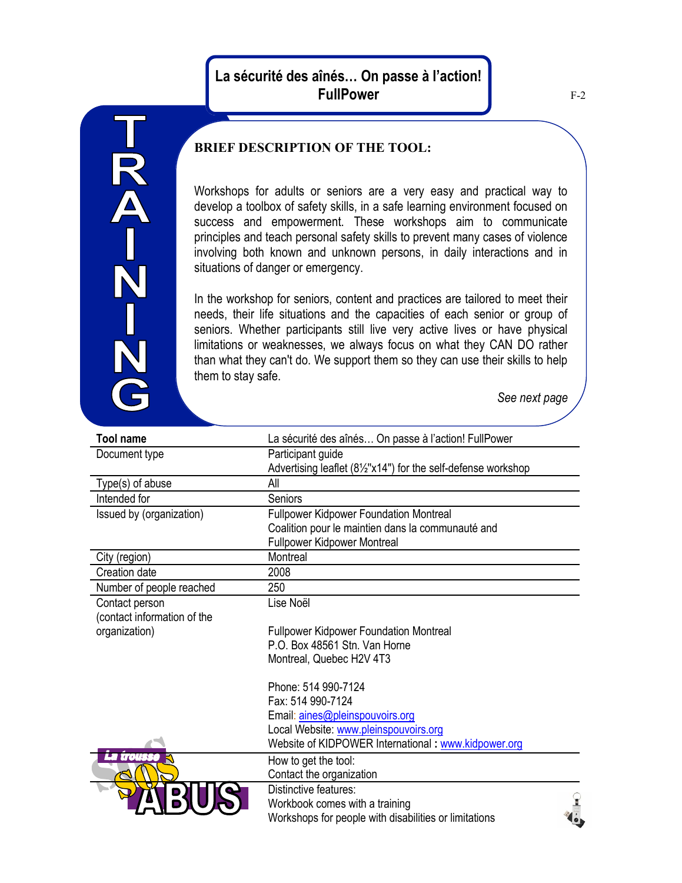# La sécurité des aînés… On passe à l'action! FullPower

TRAINING

**BRIEF DESCRIPTION OF THE TOOL:**

Workshops for adults or seniors are a very easy and practical way to develop a toolbox of safety skills, in a safe learning environment focused on success and empowerment. These workshops aim to communicate principles and teach personal safety skills to prevent many cases of violence involving both known and unknown persons, in daily interactions and in situations of danger or emergency.

In the workshop for seniors, content and practices are tailored to meet their needs, their life situations and the capacities of each senior or group of seniors. Whether participants still live very active lives or have physical limitations or weaknesses, we always focus on what they CAN DO rather than what they can't do. We support them so they can use their skills to help them to stay safe.

*See next page*

| **Tool name** | La sécurité des aînés… On passe à l'action! FullPower |
|---|---|
| Document type | Participant guide<br>Advertising leaflet (8½"x14") for the self-defense workshop |
| Type(s) of abuse | All |
| Intended for | Seniors |
| Issued by (organization) | Fullpower Kidpower Foundation Montreal<br>Coalition pour le maintien dans la communauté and<br>Fullpower Kidpower Montreal |
| City (region) | Montreal |
| Creation date | 2008 |
| Number of people reached | 250 |
| Contact person<br>(contact information of the organization) | Lise Noël<br><br>Fullpower Kidpower Foundation Montreal<br>P.O. Box 48561 Stn. Van Horne<br>Montreal, Quebec H2V 4T3<br><br>Phone: 514 990-7124<br>Fax: 514 990-7124<br>Email: aines@pleinspouvoirs.org<br>Local Website: www.pleinspouvoirs.org<br>Website of KIDPOWER International **:** www.kidpower.org |
| La trousse SOS ABUS | How to get the tool:<br>Contact the organization |
| | Distinctive features:<br>Workbook comes with a training<br>Workshops for people with disabilities or limitations |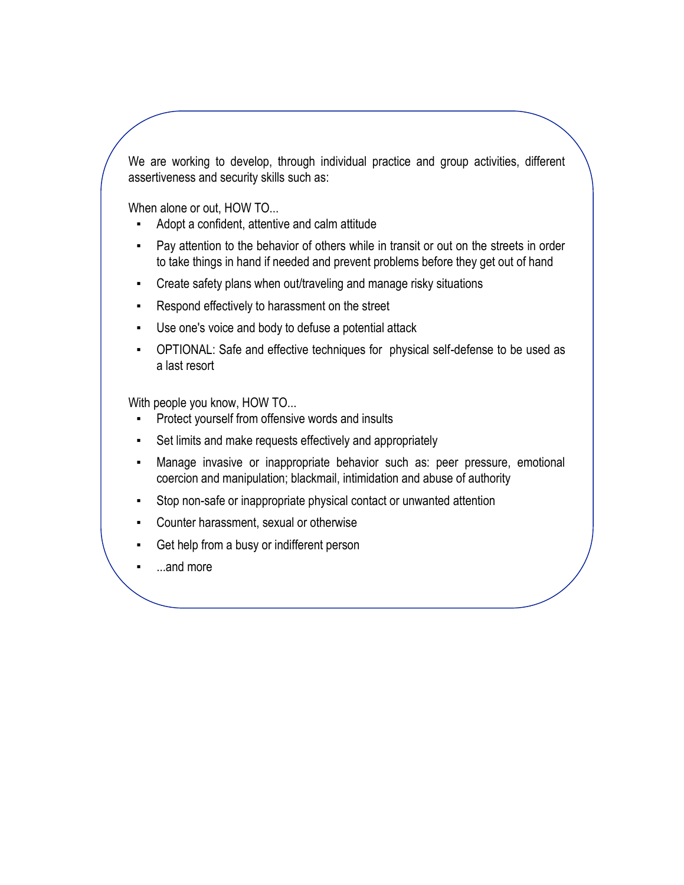We are working to develop, through individual practice and group activities, different assertiveness and security skills such as:

When alone or out, HOW TO...

- Adopt a confident, attentive and calm attitude
- Pay attention to the behavior of others while in transit or out on the streets in order to take things in hand if needed and prevent problems before they get out of hand
- Create safety plans when out/traveling and manage risky situations
- Respond effectively to harassment on the street
- Use one's voice and body to defuse a potential attack
- OPTIONAL: Safe and effective techniques for physical self-defense to be used as a last resort

With people you know, HOW TO...

- Protect yourself from offensive words and insults
- Set limits and make requests effectively and appropriately
- Manage invasive or inappropriate behavior such as: peer pressure, emotional coercion and manipulation; blackmail, intimidation and abuse of authority
- Stop non-safe or inappropriate physical contact or unwanted attention
- Counter harassment, sexual or otherwise
- Get help from a busy or indifferent person
- ...and more